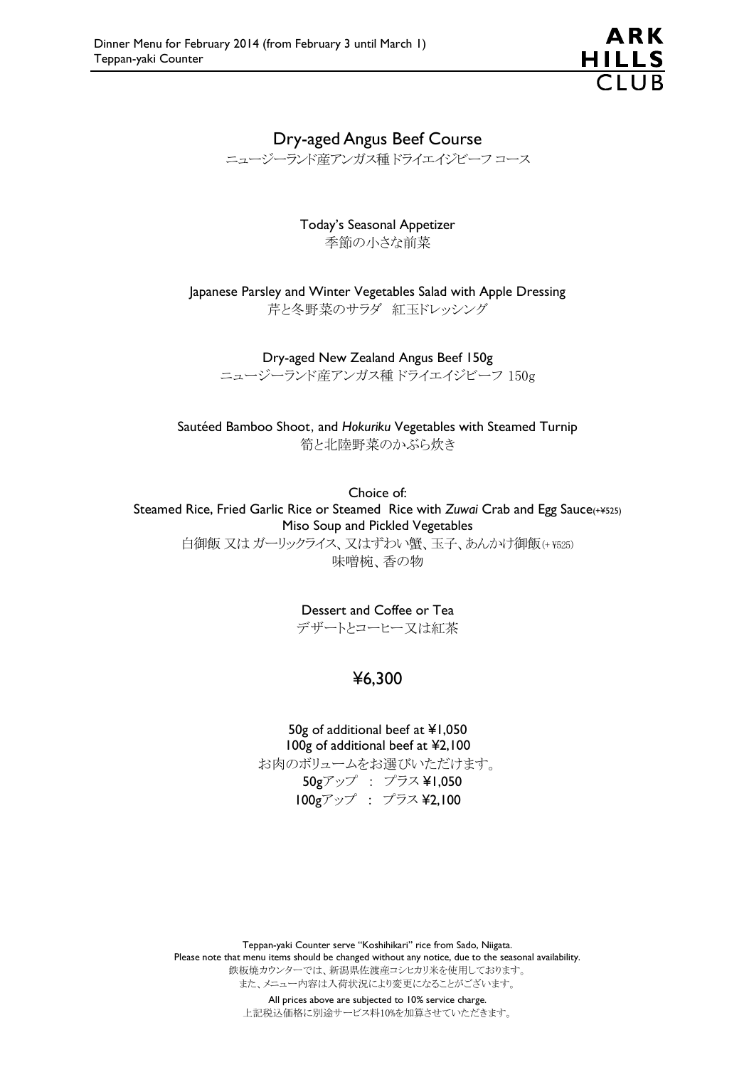Dinner Menu for February 2014 (from February 3 until March 1)
Teppan-yaki Counter

ARK HILLS CLUB

# Dry-aged Angus Beef Course

ニュージーランド産アンガス種ドライエイジビーフ コース

Today's Seasonal Appetizer
季節の小さな前菜

Japanese Parsley and Winter Vegetables Salad with Apple Dressing
芹と冬野菜のサラダ　紅玉ドレッシング

Dry-aged New Zealand Angus Beef 150g
ニュージーランド産アンガス種 ドライエイジビーフ 150g

Sautéed Bamboo Shoot, and *Hokuriku* Vegetables with Steamed Turnip
筍と北陸野菜のかぶら炊き

Choice of:
Steamed Rice, Fried Garlic Rice or Steamed Rice with *Zuwai* Crab and Egg Sauce(+¥525)
Miso Soup and Pickled Vegetables
白御飯 又は ガーリックライス、又はずわい蟹、玉子、あんかけ御飯(+ ¥525)
味噌椀、香の物

Dessert and Coffee or Tea
デザートとコーヒー又は紅茶

## ¥6,300

50g of additional beef at ¥1,050
100g of additional beef at ¥2,100
お肉のボリュームをお選びいただけます。
50gアップ　：　プラス ¥1,050
100gアップ　：　プラス ¥2,100

Teppan-yaki Counter serve "Koshihikari" rice from Sado, Niigata.
Please note that menu items should be changed without any notice, due to the seasonal availability.
鉄板焼カウンターでは、新潟県佐渡産コシヒカリ米を使用しております。
また、メニュー内容は入荷状況により変更になることがございます。

All prices above are subjected to 10% service charge.
上記税込価格に別途サービス料10%を加算させていただきます。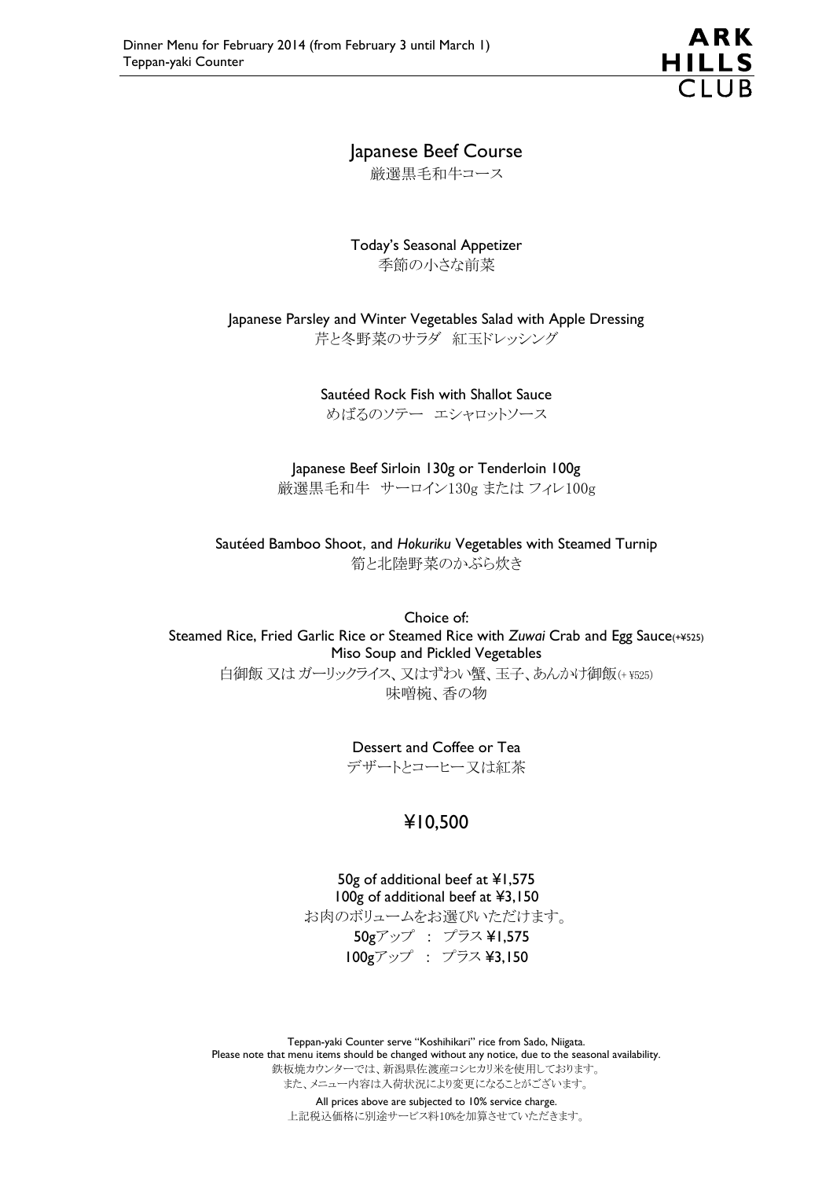# Japanese Beef Course

厳選黒毛和牛コース

Today's Seasonal Appetizer
季節の小さな前菜

Japanese Parsley and Winter Vegetables Salad with Apple Dressing
芹と冬野菜のサラダ　紅玉ドレッシング

Sautéed Rock Fish with Shallot Sauce
めばるのソテー　エシャロットソース

Japanese Beef Sirloin 130g or Tenderloin 100g
厳選黒毛和牛　サーロイン130g または フィレ100g

Sautéed Bamboo Shoot, and *Hokuriku* Vegetables with Steamed Turnip
筍と北陸野菜のかぶら炊き

Choice of:
Steamed Rice, Fried Garlic Rice or Steamed Rice with *Zuwai* Crab and Egg Sauce(+¥525)
Miso Soup and Pickled Vegetables
白御飯 又は ガーリックライス、又はずわい蟹、玉子、あんかけ御飯(+ ¥525)
味噌椀、香の物

Dessert and Coffee or Tea
デザートとコーヒー又は紅茶

## ¥10,500

50g of additional beef at ¥1,575
100g of additional beef at ¥3,150
お肉のボリュームをお選びいただけます。
50gアップ　:　プラス ¥1,575
100gアップ　:　プラス ¥3,150

Teppan-yaki Counter serve "Koshihikari" rice from Sado, Niigata.
Please note that menu items should be changed without any notice, due to the seasonal availability.
鉄板焼カウンターでは、新潟県佐渡産コシヒカリ米を使用しております。
また、メニュー内容は入荷状況により変更になることがございます。

All prices above are subjected to 10% service charge.
上記税込価格に別途サービス料10%を加算させていただきます。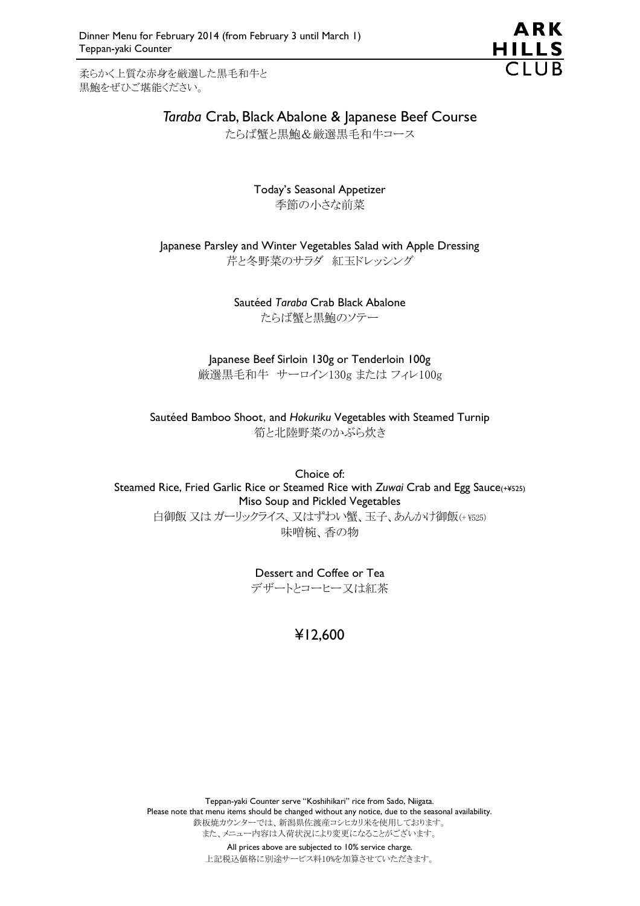Dinner Menu for February 2014 (from February 3 until March 1)
Teppan-yaki Counter

ARK HILLS CLUB

柔らかく上質な赤身を厳選した黒毛和牛と
黒鮑をぜひご堪能ください。

## *Taraba* Crab, Black Abalone & Japanese Beef Course

たらば蟹と黒鮑＆厳選黒毛和牛コース

Today's Seasonal Appetizer
季節の小さな前菜

Japanese Parsley and Winter Vegetables Salad with Apple Dressing
芹と冬野菜のサラダ　紅玉ドレッシング

Sautéed *Taraba* Crab Black Abalone
たらば蟹と黒鮑のソテー

Japanese Beef Sirloin 130g or Tenderloin 100g
厳選黒毛和牛　サーロイン130g または フィレ100g

Sautéed Bamboo Shoot, and *Hokuriku* Vegetables with Steamed Turnip
筍と北陸野菜のかぶら炊き

Choice of:
Steamed Rice, Fried Garlic Rice or Steamed Rice with *Zuwai* Crab and Egg Sauce(+¥525)
Miso Soup and Pickled Vegetables
白御飯 又は ガーリックライス、又はずわい蟹、玉子、あんかけ御飯(+ ¥525)
味噌椀、香の物

Dessert and Coffee or Tea
デザートとコーヒー又は紅茶

**¥12,600**

Teppan-yaki Counter serve "Koshihikari" rice from Sado, Niigata.
Please note that menu items should be changed without any notice, due to the seasonal availability.
鉄板焼カウンターでは、新潟県佐渡産コシヒカリ米を使用しております。
また、メニュー内容は入荷状況により変更になることがございます。

All prices above are subjected to 10% service charge.
上記税込価格に別途サービス料10%を加算させていただきます。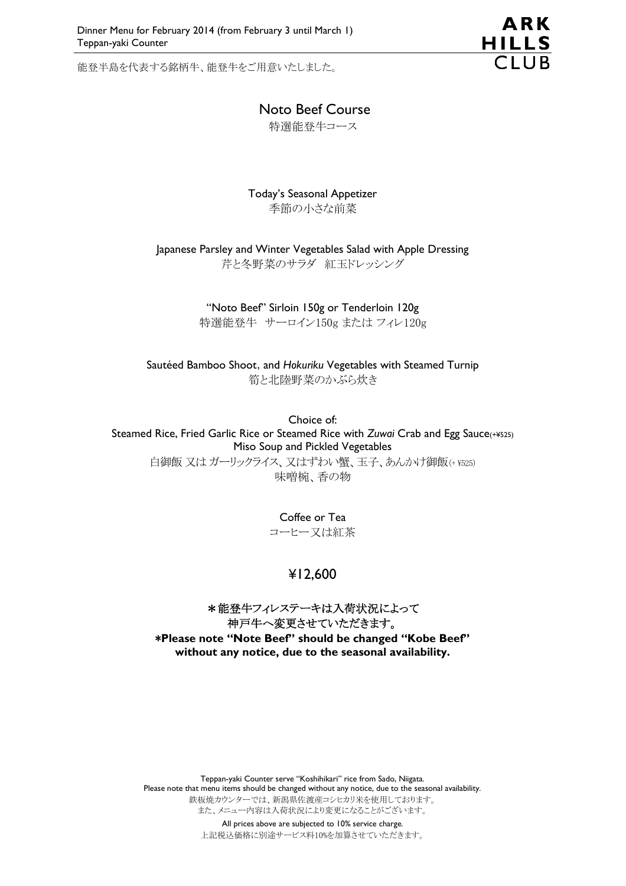Dinner Menu for February 2014 (from February 3 until March 1)
Teppan-yaki Counter

ARK HILLS CLUB

能登半島を代表する銘柄牛、能登牛をご用意いたしました。

# Noto Beef Course

特選能登牛コース

Today's Seasonal Appetizer
季節の小さな前菜

Japanese Parsley and Winter Vegetables Salad with Apple Dressing
芹と冬野菜のサラダ　紅玉ドレッシング

"Noto Beef" Sirloin 150g or Tenderloin 120g
特選能登牛　サーロイン150g または フィレ120g

Sautéed Bamboo Shoot, and *Hokuriku* Vegetables with Steamed Turnip
筍と北陸野菜のかぶら炊き

Choice of:
Steamed Rice, Fried Garlic Rice or Steamed Rice with *Zuwai* Crab and Egg Sauce(+¥525)
Miso Soup and Pickled Vegetables
白御飯 又は ガーリックライス、又はずわい蟹、玉子、あんかけ御飯(+ ¥525)
味噌椀、香の物

Coffee or Tea
コーヒー又は紅茶

## ¥12,600

**＊能登牛フィレステーキは入荷状況によって
神戸牛へ変更させていただきます。**
**\*Please note "Note Beef" should be changed "Kobe Beef"
without any notice, due to the seasonal availability.**

Teppan-yaki Counter serve "Koshihikari" rice from Sado, Niigata.
Please note that menu items should be changed without any notice, due to the seasonal availability.
鉄板焼カウンターでは、新潟県佐渡産コシヒカリ米を使用しております。
また、メニュー内容は入荷状況により変更になることがございます。
All prices above are subjected to 10% service charge.
上記税込価格に別途サービス料10%を加算させていただきます。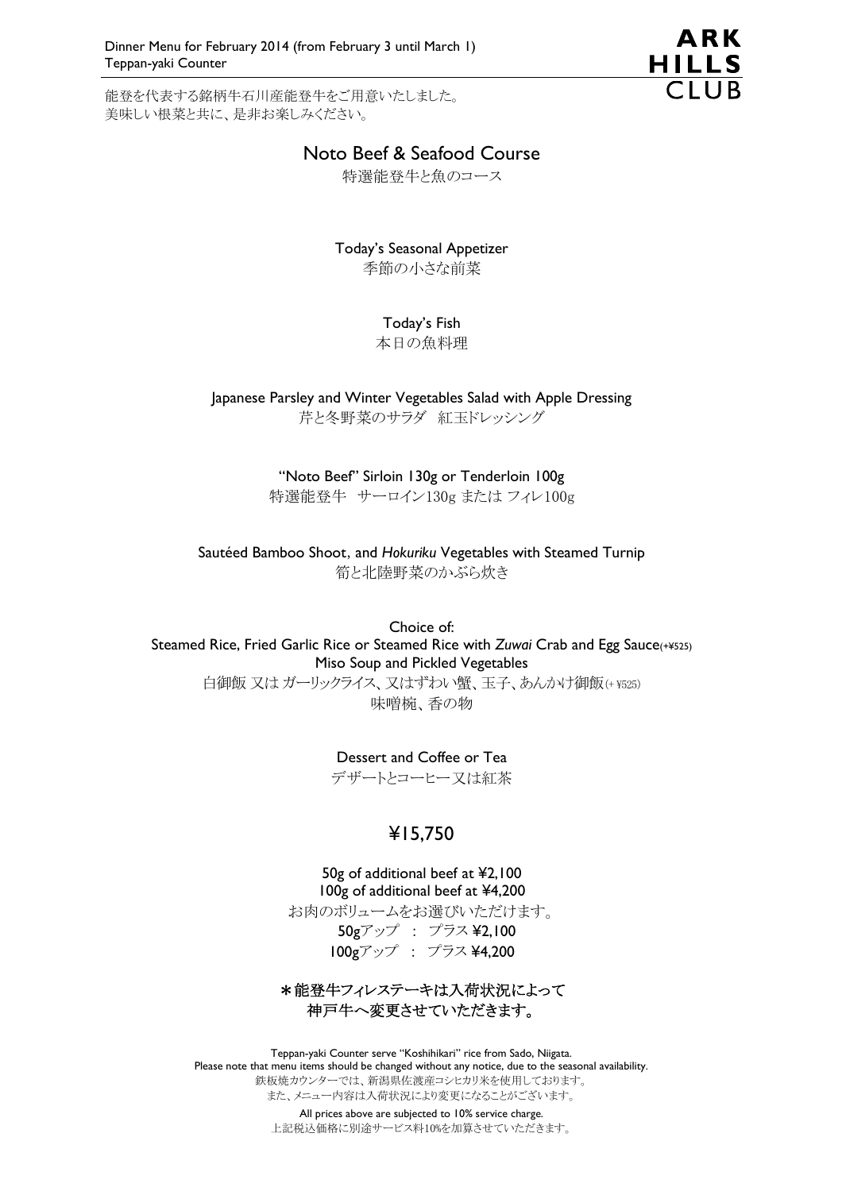Dinner Menu for February 2014 (from February 3 until March 1)
Teppan-yaki Counter

ARK HILLS CLUB

能登を代表する銘柄牛石川産能登牛をご用意いたしました。
美味しい根菜と共に、是非お楽しみください。

# Noto Beef & Seafood Course

特選能登牛と魚のコース

Today's Seasonal Appetizer
季節の小さな前菜

Today's Fish
本日の魚料理

Japanese Parsley and Winter Vegetables Salad with Apple Dressing
芹と冬野菜のサラダ　紅玉ドレッシング

"Noto Beef" Sirloin 130g or Tenderloin 100g
特選能登牛　サーロイン130g または フィレ100g

Sautéed Bamboo Shoot, and *Hokuriku* Vegetables with Steamed Turnip
筍と北陸野菜のかぶら炊き

Choice of:
Steamed Rice, Fried Garlic Rice or Steamed Rice with *Zuwai* Crab and Egg Sauce(+¥525)
Miso Soup and Pickled Vegetables
白御飯 又は ガーリックライス、又はずわい蟹、玉子、あんかけ御飯(+ ¥525)
味噌椀、香の物

Dessert and Coffee or Tea
デザートとコーヒー又は紅茶

## ¥15,750

50g of additional beef at ¥2,100
100g of additional beef at ¥4,200
お肉のボリュームをお選びいただけます。
50gアップ　：　プラス ¥2,100
100gアップ　：　プラス ¥4,200

**＊能登牛フィレステーキは入荷状況によって**
**神戸牛へ変更させていただきます。**

Teppan-yaki Counter serve "Koshihikari" rice from Sado, Niigata.
Please note that menu items should be changed without any notice, due to the seasonal availability.
鉄板焼カウンターでは、新潟県佐渡産コシヒカリ米を使用しております。
また、メニュー内容は入荷状況により変更になることがございます。

All prices above are subjected to 10% service charge.
上記税込価格に別途サービス料10%を加算させていただきます。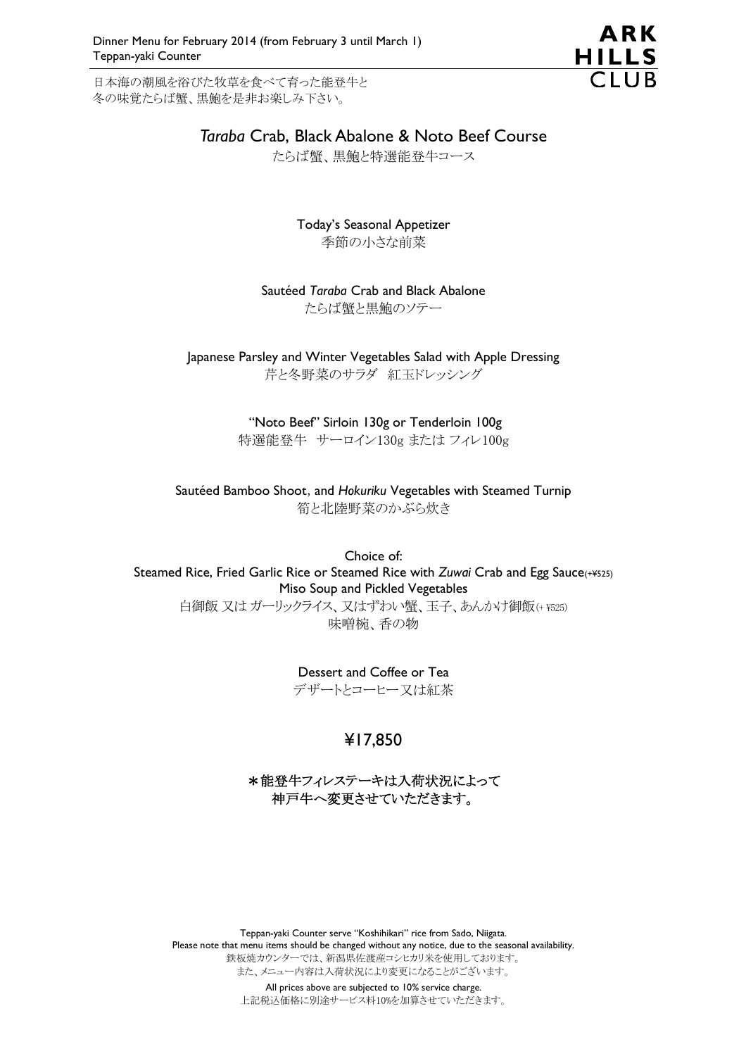Dinner Menu for February 2014 (from February 3 until March 1)
Teppan-yaki Counter

**ARK HILLS CLUB**

日本海の潮風を浴びた牧草を食べて育った能登牛と
冬の味覚たらば蟹、黒鮑を是非お楽しみ下さい。

# *Taraba* Crab, Black Abalone & Noto Beef Course

たらば蟹、黒鮑と特選能登牛コース

Today's Seasonal Appetizer
季節の小さな前菜

Sautéed *Taraba* Crab and Black Abalone
たらば蟹と黒鮑のソテー

Japanese Parsley and Winter Vegetables Salad with Apple Dressing
芹と冬野菜のサラダ　紅玉ドレッシング

"Noto Beef" Sirloin 130g or Tenderloin 100g
特選能登牛　サーロイン130g または フィレ100g

Sautéed Bamboo Shoot, and *Hokuriku* Vegetables with Steamed Turnip
筍と北陸野菜のかぶら炊き

Choice of:
Steamed Rice, Fried Garlic Rice or Steamed Rice with *Zuwai* Crab and Egg Sauce(+¥525)
Miso Soup and Pickled Vegetables
白御飯 又は ガーリックライス、又はずわい蟹、玉子、あんかけ御飯(+ ¥525)
味噌椀、香の物

Dessert and Coffee or Tea
デザートとコーヒー又は紅茶

## ¥17,850

**＊能登牛フィレステーキは入荷状況によって
神戸牛へ変更させていただきます。**

Teppan-yaki Counter serve "Koshihikari" rice from Sado, Niigata.
Please note that menu items should be changed without any notice, due to the seasonal availability.
鉄板焼カウンターでは、新潟県佐渡産コシヒカリ米を使用しております。
また、メニュー内容は入荷状況により変更になることがございます。

All prices above are subjected to 10% service charge.
上記税込価格に別途サービス料10%を加算させていただきます。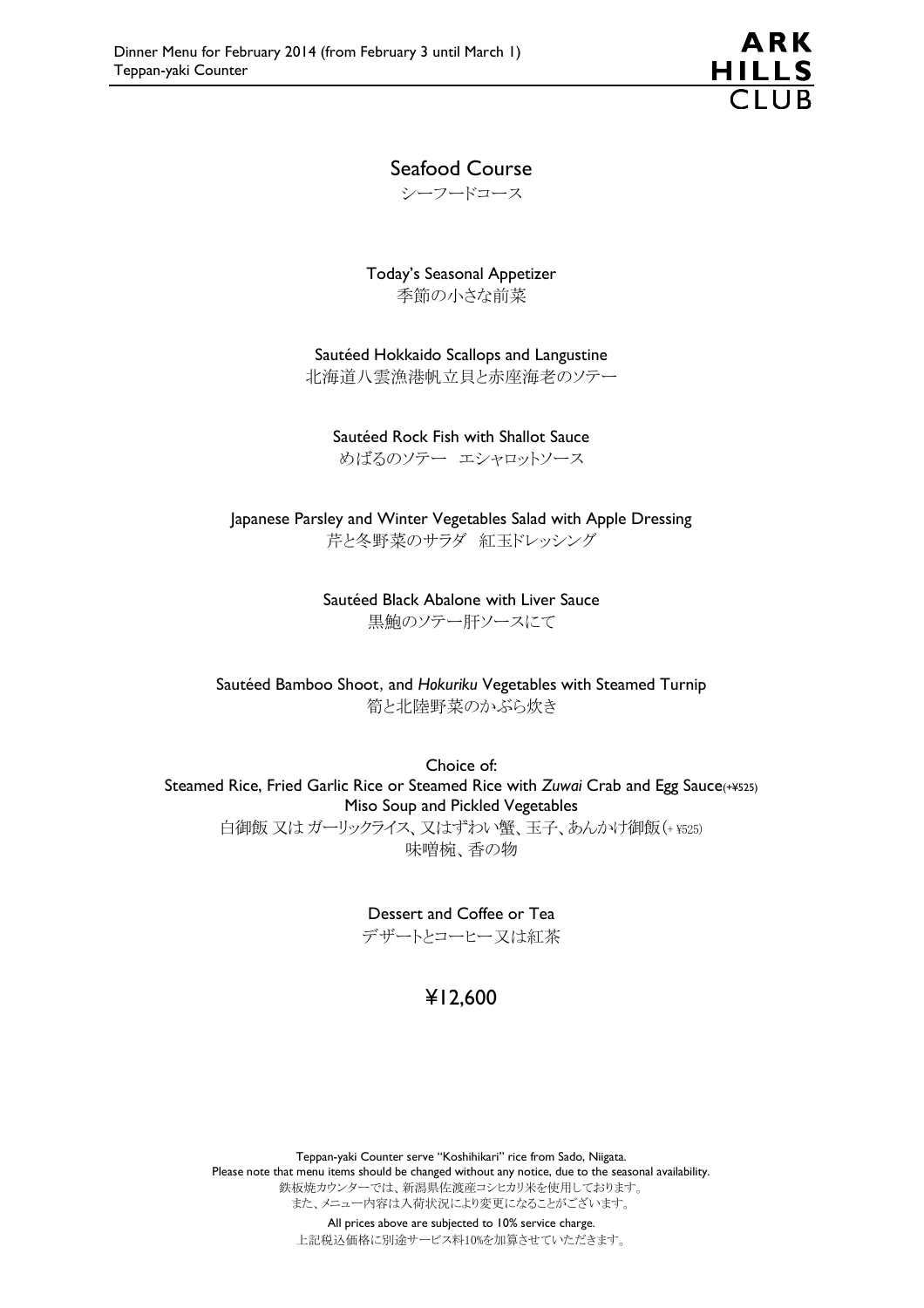## Seafood Course

シーフードコース

Today's Seasonal Appetizer
季節の小さな前菜

Sautéed Hokkaido Scallops and Langustine
北海道八雲漁港帆立貝と赤座海老のソテー

Sautéed Rock Fish with Shallot Sauce
めばるのソテー　エシャロットソース

Japanese Parsley and Winter Vegetables Salad with Apple Dressing
芹と冬野菜のサラダ　紅玉ドレッシング

Sautéed Black Abalone with Liver Sauce
黒鮑のソテー肝ソースにて

Sautéed Bamboo Shoot, and *Hokuriku* Vegetables with Steamed Turnip
筍と北陸野菜のかぶら炊き

Choice of:
Steamed Rice, Fried Garlic Rice or Steamed Rice with *Zuwai* Crab and Egg Sauce(+¥525)
Miso Soup and Pickled Vegetables
白御飯 又は ガーリックライス、又はずわい蟹、玉子、あんかけ御飯(+ ¥525)
味噌椀、香の物

Dessert and Coffee or Tea
デザートとコーヒー又は紅茶

**¥12,600**

Teppan-yaki Counter serve "Koshihikari" rice from Sado, Niigata.
Please note that menu items should be changed without any notice, due to the seasonal availability.
鉄板焼カウンターでは、新潟県佐渡産コシヒカリ米を使用しております。
また、メニュー内容は入荷状況により変更になることがございます。

All prices above are subjected to 10% service charge.
上記税込価格に別途サービス料10%を加算させていただきます。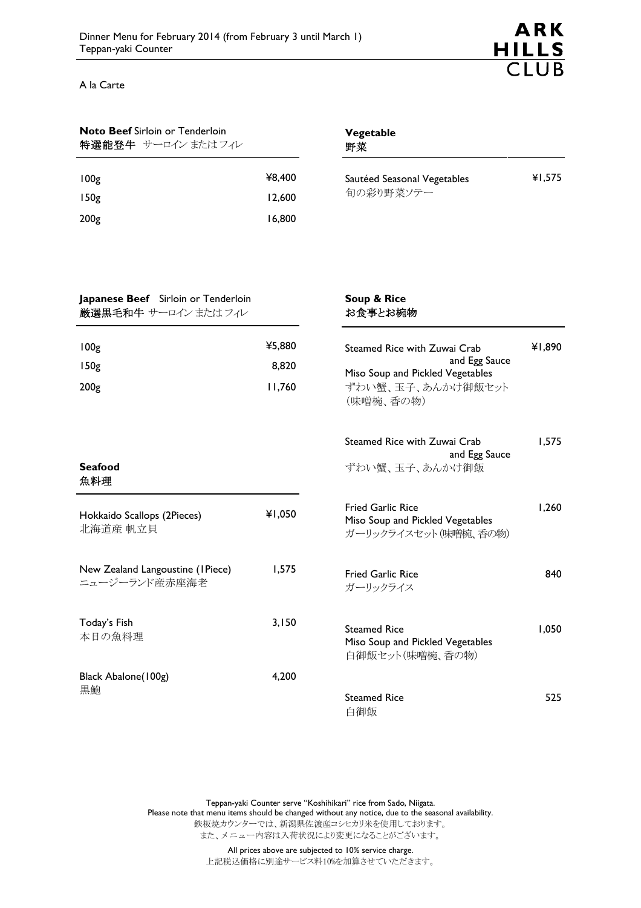Dinner Menu for February 2014 (from February 3 until March 1)
Teppan-yaki Counter

ARK HILLS CLUB

A la Carte

**Noto Beef** Sirloin or Tenderloin
**特選能登牛** サーロイン またはフィレ

| | |
|---|---|
| 100g | ¥8,400 |
| 150g | 12,600 |
| 200g | 16,800 |

**Japanese Beef** Sirloin or Tenderloin
**厳選黒毛和牛** サーロイン またはフィレ

| | |
|---|---|
| 100g | ¥5,880 |
| 150g | 8,820 |
| 200g | 11,760 |

**Seafood**
**魚料理**

| | |
|---|---|
| Hokkaido Scallops (2Pieces)<br>北海道産 帆立貝 | ¥1,050 |
| New Zealand Langoustine (1Piece)<br>ニュージーランド産赤座海老 | 1,575 |
| Today's Fish<br>本日の魚料理 | 3,150 |
| Black Abalone(100g)<br>黒鮑 | 4,200 |

**Vegetable**
**野菜**

| | |
|---|---|
| Sautéed Seasonal Vegetables<br>旬の彩り野菜ソテー | ¥1,575 |

**Soup & Rice**
**お食事とお椀物**

| | |
|---|---|
| Steamed Rice with Zuwai Crab and Egg Sauce<br>Miso Soup and Pickled Vegetables<br>ずわい蟹、玉子、あんかけ御飯セット<br>（味噌椀、香の物） | ¥1,890 |
| Steamed Rice with Zuwai Crab and Egg Sauce<br>ずわい蟹、玉子、あんかけ御飯 | 1,575 |
| Fried Garlic Rice<br>Miso Soup and Pickled Vegetables<br>ガーリックライスセット(味噌椀、香の物) | 1,260 |
| Fried Garlic Rice<br>ガーリックライス | 840 |
| Steamed Rice<br>Miso Soup and Pickled Vegetables<br>白御飯セット(味噌椀、香の物) | 1,050 |
| Steamed Rice<br>白御飯 | 525 |

Teppan-yaki Counter serve "Koshihikari" rice from Sado, Niigata.
Please note that menu items should be changed without any notice, due to the seasonal availability.
鉄板焼カウンターでは、新潟県佐渡産コシヒカリ米を使用しております。
また、メニュー内容は入荷状況により変更になることがございます。

All prices above are subjected to 10% service charge.
上記税込価格に別途サービス料10%を加算させていただきます。